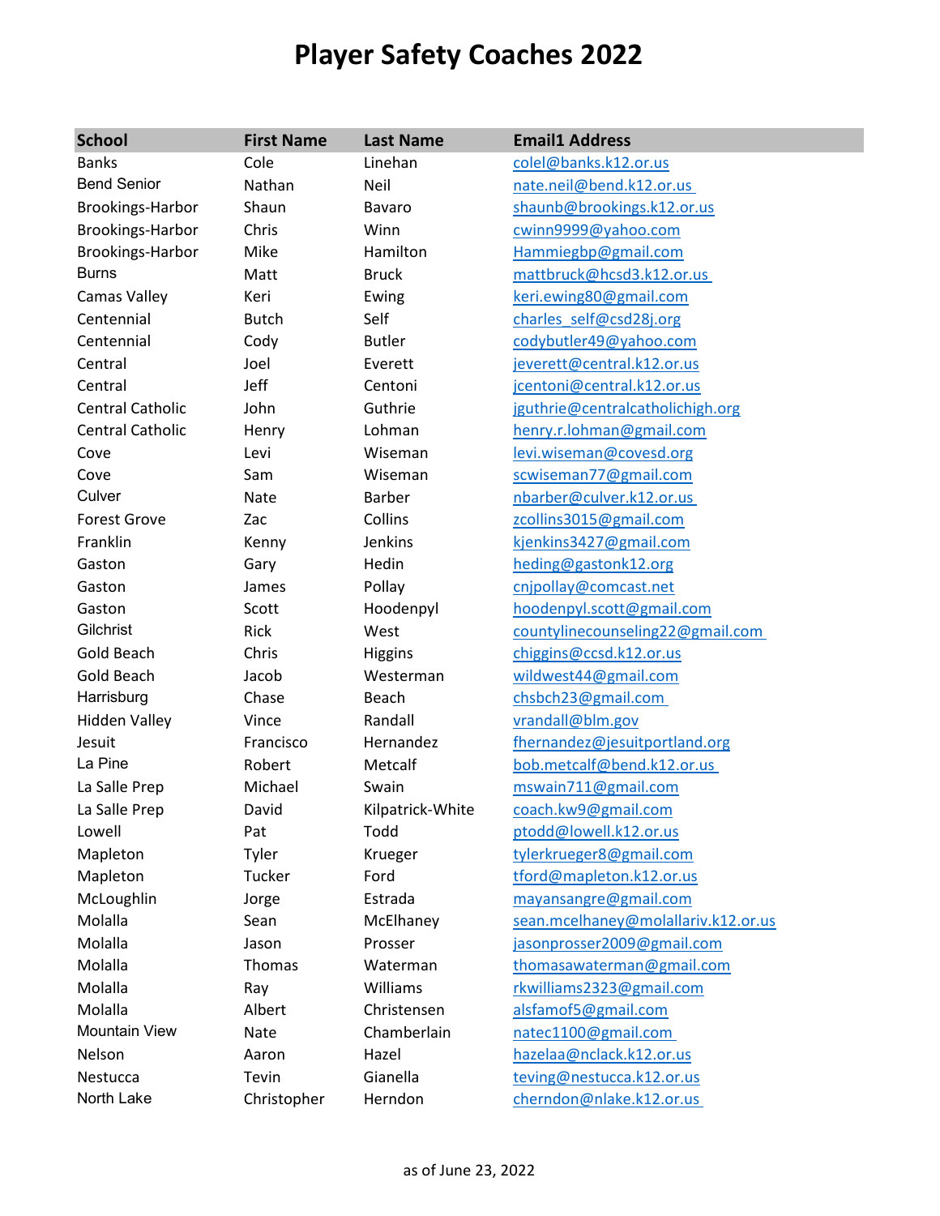# Player Safety Coaches 2022

| School | First Name | Last Name | Email1 Address |
|---|---|---|---|
| Banks | Cole | Linehan | colel@banks.k12.or.us |
| Bend Senior | Nathan | Neil | nate.neil@bend.k12.or.us |
| Brookings-Harbor | Shaun | Bavaro | shaunb@brookings.k12.or.us |
| Brookings-Harbor | Chris | Winn | cwinn9999@yahoo.com |
| Brookings-Harbor | Mike | Hamilton | Hammiegbp@gmail.com |
| Burns | Matt | Bruck | mattbruck@hcsd3.k12.or.us |
| Camas Valley | Keri | Ewing | keri.ewing80@gmail.com |
| Centennial | Butch | Self | charles_self@csd28j.org |
| Centennial | Cody | Butler | codybutler49@yahoo.com |
| Central | Joel | Everett | jeverett@central.k12.or.us |
| Central | Jeff | Centoni | jcentoni@central.k12.or.us |
| Central Catholic | John | Guthrie | jguthrie@centralcatholichigh.org |
| Central Catholic | Henry | Lohman | henry.r.lohman@gmail.com |
| Cove | Levi | Wiseman | levi.wiseman@covesd.org |
| Cove | Sam | Wiseman | scwiseman77@gmail.com |
| Culver | Nate | Barber | nbarber@culver.k12.or.us |
| Forest Grove | Zac | Collins | zcollins3015@gmail.com |
| Franklin | Kenny | Jenkins | kjenkins3427@gmail.com |
| Gaston | Gary | Hedin | heding@gastonk12.org |
| Gaston | James | Pollay | cnjpollay@comcast.net |
| Gaston | Scott | Hoodenpyl | hoodenpyl.scott@gmail.com |
| Gilchrist | Rick | West | countylinecounseling22@gmail.com |
| Gold Beach | Chris | Higgins | chiggins@ccsd.k12.or.us |
| Gold Beach | Jacob | Westerman | wildwest44@gmail.com |
| Harrisburg | Chase | Beach | chsbch23@gmail.com |
| Hidden Valley | Vince | Randall | vrandall@blm.gov |
| Jesuit | Francisco | Hernandez | fhernandez@jesuitportland.org |
| La Pine | Robert | Metcalf | bob.metcalf@bend.k12.or.us |
| La Salle Prep | Michael | Swain | mswain711@gmail.com |
| La Salle Prep | David | Kilpatrick-White | coach.kw9@gmail.com |
| Lowell | Pat | Todd | ptodd@lowell.k12.or.us |
| Mapleton | Tyler | Krueger | tylerkrueger8@gmail.com |
| Mapleton | Tucker | Ford | tford@mapleton.k12.or.us |
| McLoughlin | Jorge | Estrada | mayansangre@gmail.com |
| Molalla | Sean | McElhaney | sean.mcelhaney@molallariv.k12.or.us |
| Molalla | Jason | Prosser | jasonprosser2009@gmail.com |
| Molalla | Thomas | Waterman | thomasawaterman@gmail.com |
| Molalla | Ray | Williams | rkwilliams2323@gmail.com |
| Molalla | Albert | Christensen | alsfamof5@gmail.com |
| Mountain View | Nate | Chamberlain | natec1100@gmail.com |
| Nelson | Aaron | Hazel | hazelaa@nclack.k12.or.us |
| Nestucca | Tevin | Gianella | teving@nestucca.k12.or.us |
| North Lake | Christopher | Herndon | cherndon@nlake.k12.or.us |

as of June 23, 2022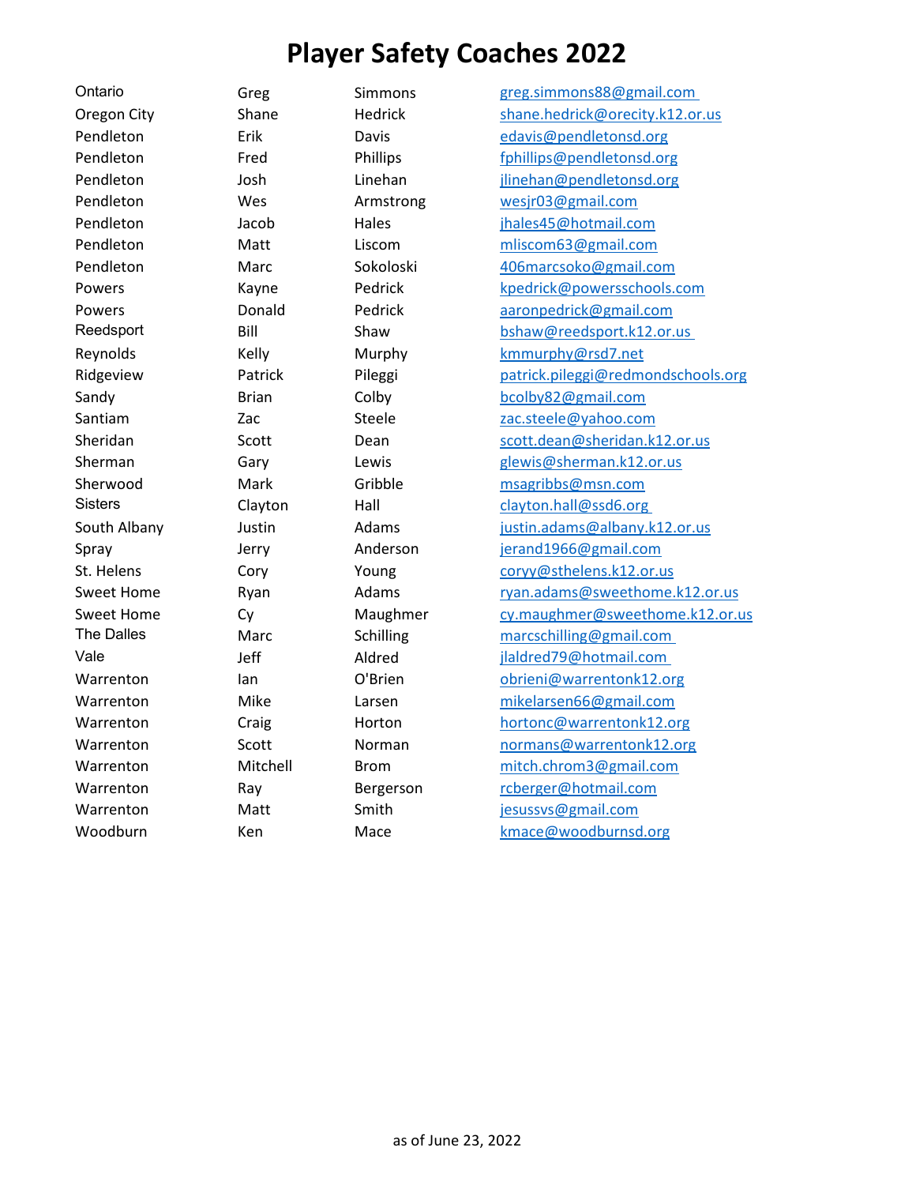# Player Safety Coaches 2022

| | | | |
|---|---|---|---|
| Ontario | Greg | Simmons | greg.simmons88@gmail.com |
| Oregon City | Shane | Hedrick | shane.hedrick@orecity.k12.or.us |
| Pendleton | Erik | Davis | edavis@pendletonsd.org |
| Pendleton | Fred | Phillips | fphillips@pendletonsd.org |
| Pendleton | Josh | Linehan | jlinehan@pendletonsd.org |
| Pendleton | Wes | Armstrong | wesjr03@gmail.com |
| Pendleton | Jacob | Hales | jhales45@hotmail.com |
| Pendleton | Matt | Liscom | mliscom63@gmail.com |
| Pendleton | Marc | Sokoloski | 406marcsoko@gmail.com |
| Powers | Kayne | Pedrick | kpedrick@powersschools.com |
| Powers | Donald | Pedrick | aaronpedrick@gmail.com |
| Reedsport | Bill | Shaw | bshaw@reedsport.k12.or.us |
| Reynolds | Kelly | Murphy | kmmurphy@rsd7.net |
| Ridgeview | Patrick | Pileggi | patrick.pileggi@redmondschools.org |
| Sandy | Brian | Colby | bcolby82@gmail.com |
| Santiam | Zac | Steele | zac.steele@yahoo.com |
| Sheridan | Scott | Dean | scott.dean@sheridan.k12.or.us |
| Sherman | Gary | Lewis | glewis@sherman.k12.or.us |
| Sherwood | Mark | Gribble | msagribbs@msn.com |
| Sisters | Clayton | Hall | clayton.hall@ssd6.org |
| South Albany | Justin | Adams | justin.adams@albany.k12.or.us |
| Spray | Jerry | Anderson | jerand1966@gmail.com |
| St. Helens | Cory | Young | coryy@sthelens.k12.or.us |
| Sweet Home | Ryan | Adams | ryan.adams@sweethome.k12.or.us |
| Sweet Home | Cy | Maughmer | cy.maughmer@sweethome.k12.or.us |
| The Dalles | Marc | Schilling | marcschilling@gmail.com |
| Vale | Jeff | Aldred | jlaldred79@hotmail.com |
| Warrenton | Ian | O'Brien | obrieni@warrentonk12.org |
| Warrenton | Mike | Larsen | mikelarsen66@gmail.com |
| Warrenton | Craig | Horton | hortonc@warrentonk12.org |
| Warrenton | Scott | Norman | normans@warrentonk12.org |
| Warrenton | Mitchell | Brom | mitch.chrom3@gmail.com |
| Warrenton | Ray | Bergerson | rcberger@hotmail.com |
| Warrenton | Matt | Smith | jesussvs@gmail.com |
| Woodburn | Ken | Mace | kmace@woodburnsd.org |

as of June 23, 2022